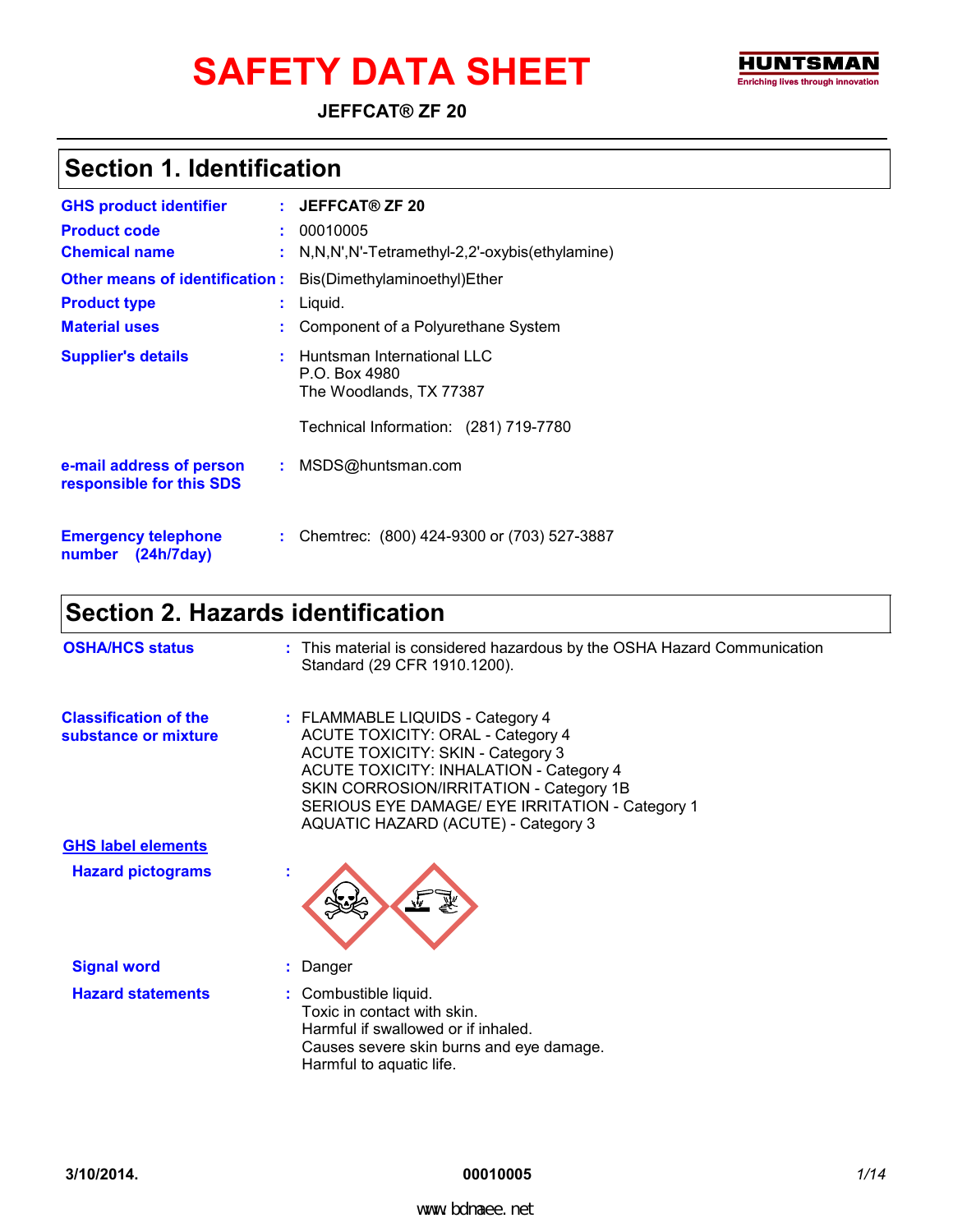# SAFETY DATA SHEET

**JEFFCAT® ZF 20**

HUNTSMAN
Enriching lives through innovation

## Section 1. Identification

| | | |
|---|---|---|
| **GHS product identifier** | : | **JEFFCAT® ZF 20** |
| **Product code** | : | 00010005 |
| **Chemical name** | : | N,N,N',N'-Tetramethyl-2,2'-oxybis(ethylamine) |
| **Other means of identification** | : | Bis(Dimethylaminoethyl)Ether |
| **Product type** | : | Liquid. |
| **Material uses** | : | Component of a Polyurethane System |
| **Supplier's details** | : | Huntsman International LLC<br>P.O. Box 4980<br>The Woodlands, TX 77387<br><br>Technical Information: (281) 719-7780 |
| **e-mail address of person responsible for this SDS** | : | MSDS@huntsman.com |
| **Emergency telephone number (24h/7day)** | : | Chemtrec: (800) 424-9300 or (703) 527-3887 |

## Section 2. Hazards identification

**OSHA/HCS status** : This material is considered hazardous by the OSHA Hazard Communication Standard (29 CFR 1910.1200).

**Classification of the substance or mixture** :
FLAMMABLE LIQUIDS - Category 4
ACUTE TOXICITY: ORAL - Category 4
ACUTE TOXICITY: SKIN - Category 3
ACUTE TOXICITY: INHALATION - Category 4
SKIN CORROSION/IRRITATION - Category 1B
SERIOUS EYE DAMAGE/ EYE IRRITATION - Category 1
AQUATIC HAZARD (ACUTE) - Category 3

**GHS label elements**

**Hazard pictograms** :

**Signal word** : Danger

**Hazard statements** :
Combustible liquid.
Toxic in contact with skin.
Harmful if swallowed or if inhaled.
Causes severe skin burns and eye damage.
Harmful to aquatic life.

3/10/2014. 00010005

www.bdmaee.net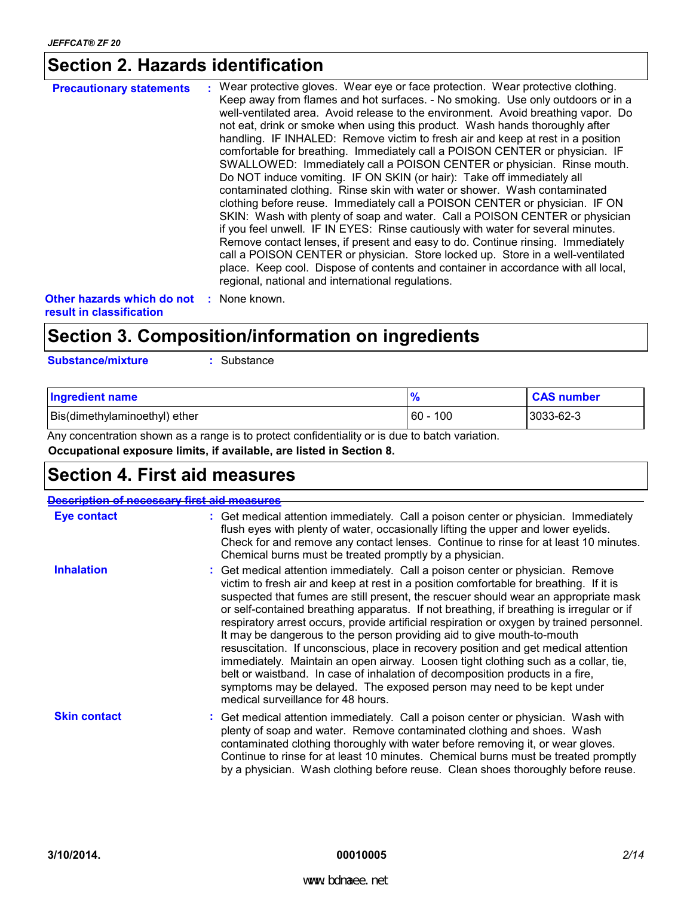## Section 2. Hazards identification

**Precautionary statements** : Wear protective gloves. Wear eye or face protection. Wear protective clothing. Keep away from flames and hot surfaces. - No smoking. Use only outdoors or in a well-ventilated area. Avoid release to the environment. Avoid breathing vapor. Do not eat, drink or smoke when using this product. Wash hands thoroughly after handling. IF INHALED: Remove victim to fresh air and keep at rest in a position comfortable for breathing. Immediately call a POISON CENTER or physician. IF SWALLOWED: Immediately call a POISON CENTER or physician. Rinse mouth. Do NOT induce vomiting. IF ON SKIN (or hair): Take off immediately all contaminated clothing. Rinse skin with water or shower. Wash contaminated clothing before reuse. Immediately call a POISON CENTER or physician. IF ON SKIN: Wash with plenty of soap and water. Call a POISON CENTER or physician if you feel unwell. IF IN EYES: Rinse cautiously with water for several minutes. Remove contact lenses, if present and easy to do. Continue rinsing. Immediately call a POISON CENTER or physician. Store locked up. Store in a well-ventilated place. Keep cool. Dispose of contents and container in accordance with all local, regional, national and international regulations.

**Other hazards which do not result in classification** : None known.

## Section 3. Composition/information on ingredients

**Substance/mixture** : Substance

| Ingredient name | % | CAS number |
|---|---|---|
| Bis(dimethylaminoethyl) ether | 60 - 100 | 3033-62-3 |

Any concentration shown as a range is to protect confidentiality or is due to batch variation.

**Occupational exposure limits, if available, are listed in Section 8.**

## Section 4. First aid measures

**~~Description of necessary first aid measures~~**

**Eye contact** : Get medical attention immediately. Call a poison center or physician. Immediately flush eyes with plenty of water, occasionally lifting the upper and lower eyelids. Check for and remove any contact lenses. Continue to rinse for at least 10 minutes. Chemical burns must be treated promptly by a physician.

**Inhalation** : Get medical attention immediately. Call a poison center or physician. Remove victim to fresh air and keep at rest in a position comfortable for breathing. If it is suspected that fumes are still present, the rescuer should wear an appropriate mask or self-contained breathing apparatus. If not breathing, if breathing is irregular or if respiratory arrest occurs, provide artificial respiration or oxygen by trained personnel. It may be dangerous to the person providing aid to give mouth-to-mouth resuscitation. If unconscious, place in recovery position and get medical attention immediately. Maintain an open airway. Loosen tight clothing such as a collar, tie, belt or waistband. In case of inhalation of decomposition products in a fire, symptoms may be delayed. The exposed person may need to be kept under medical surveillance for 48 hours.

**Skin contact** : Get medical attention immediately. Call a poison center or physician. Wash with plenty of soap and water. Remove contaminated clothing and shoes. Wash contaminated clothing thoroughly with water before removing it, or wear gloves. Continue to rinse for at least 10 minutes. Chemical burns must be treated promptly by a physician. Wash clothing before reuse. Clean shoes thoroughly before reuse.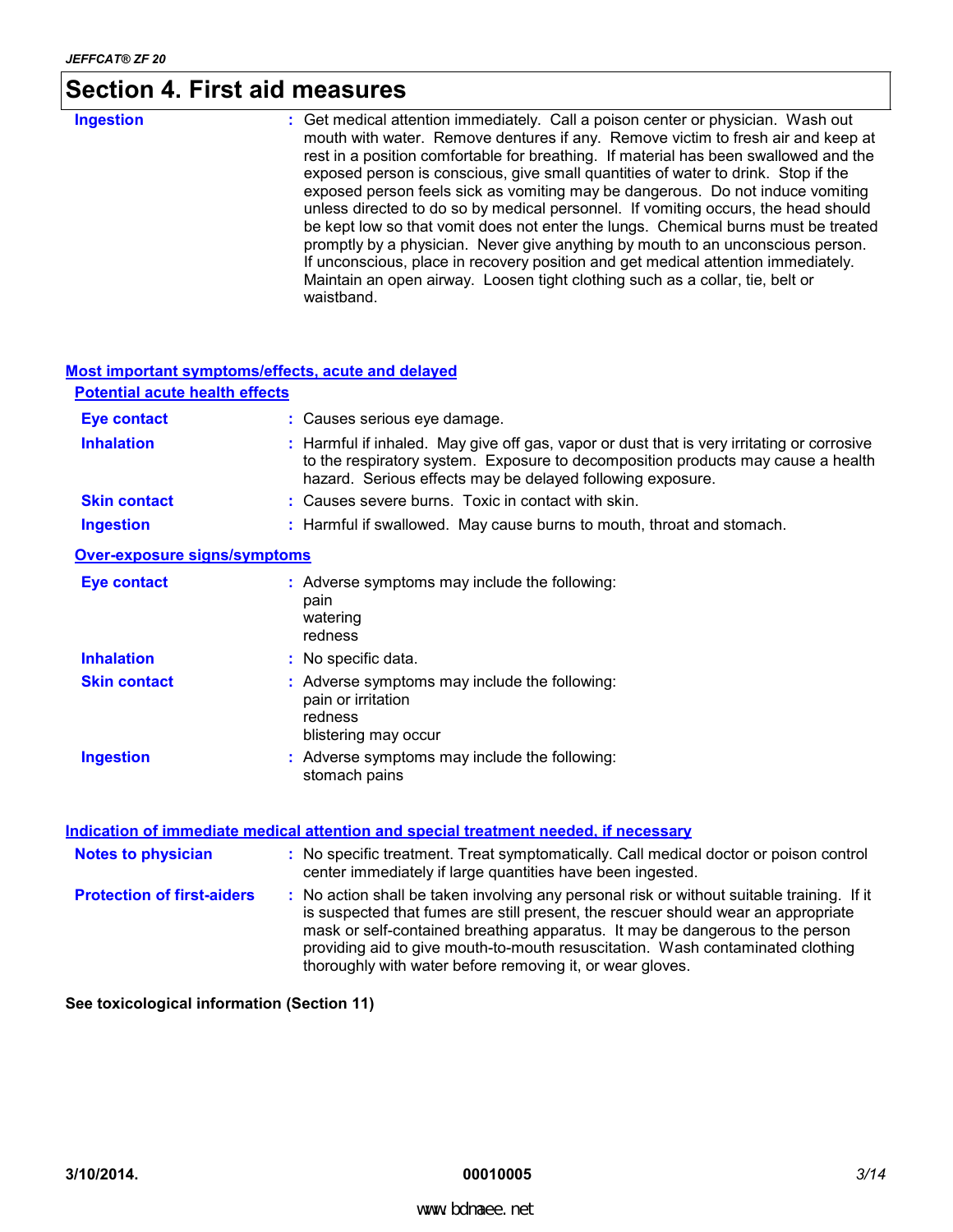## Section 4. First aid measures

**Ingestion** : Get medical attention immediately. Call a poison center or physician. Wash out mouth with water. Remove dentures if any. Remove victim to fresh air and keep at rest in a position comfortable for breathing. If material has been swallowed and the exposed person is conscious, give small quantities of water to drink. Stop if the exposed person feels sick as vomiting may be dangerous. Do not induce vomiting unless directed to do so by medical personnel. If vomiting occurs, the head should be kept low so that vomit does not enter the lungs. Chemical burns must be treated promptly by a physician. Never give anything by mouth to an unconscious person. If unconscious, place in recovery position and get medical attention immediately. Maintain an open airway. Loosen tight clothing such as a collar, tie, belt or waistband.

### Most important symptoms/effects, acute and delayed

#### Potential acute health effects

**Eye contact** : Causes serious eye damage.

**Inhalation** : Harmful if inhaled. May give off gas, vapor or dust that is very irritating or corrosive to the respiratory system. Exposure to decomposition products may cause a health hazard. Serious effects may be delayed following exposure.

**Skin contact** : Causes severe burns. Toxic in contact with skin.

**Ingestion** : Harmful if swallowed. May cause burns to mouth, throat and stomach.

#### Over-exposure signs/symptoms

**Eye contact** : Adverse symptoms may include the following:
pain
watering
redness

**Inhalation** : No specific data.

**Skin contact** : Adverse symptoms may include the following:
pain or irritation
redness
blistering may occur

**Ingestion** : Adverse symptoms may include the following:
stomach pains

### Indication of immediate medical attention and special treatment needed, if necessary

**Notes to physician** : No specific treatment. Treat symptomatically. Call medical doctor or poison control center immediately if large quantities have been ingested.

**Protection of first-aiders** : No action shall be taken involving any personal risk or without suitable training. If it is suspected that fumes are still present, the rescuer should wear an appropriate mask or self-contained breathing apparatus. It may be dangerous to the person providing aid to give mouth-to-mouth resuscitation. Wash contaminated clothing thoroughly with water before removing it, or wear gloves.

**See toxicological information (Section 11)**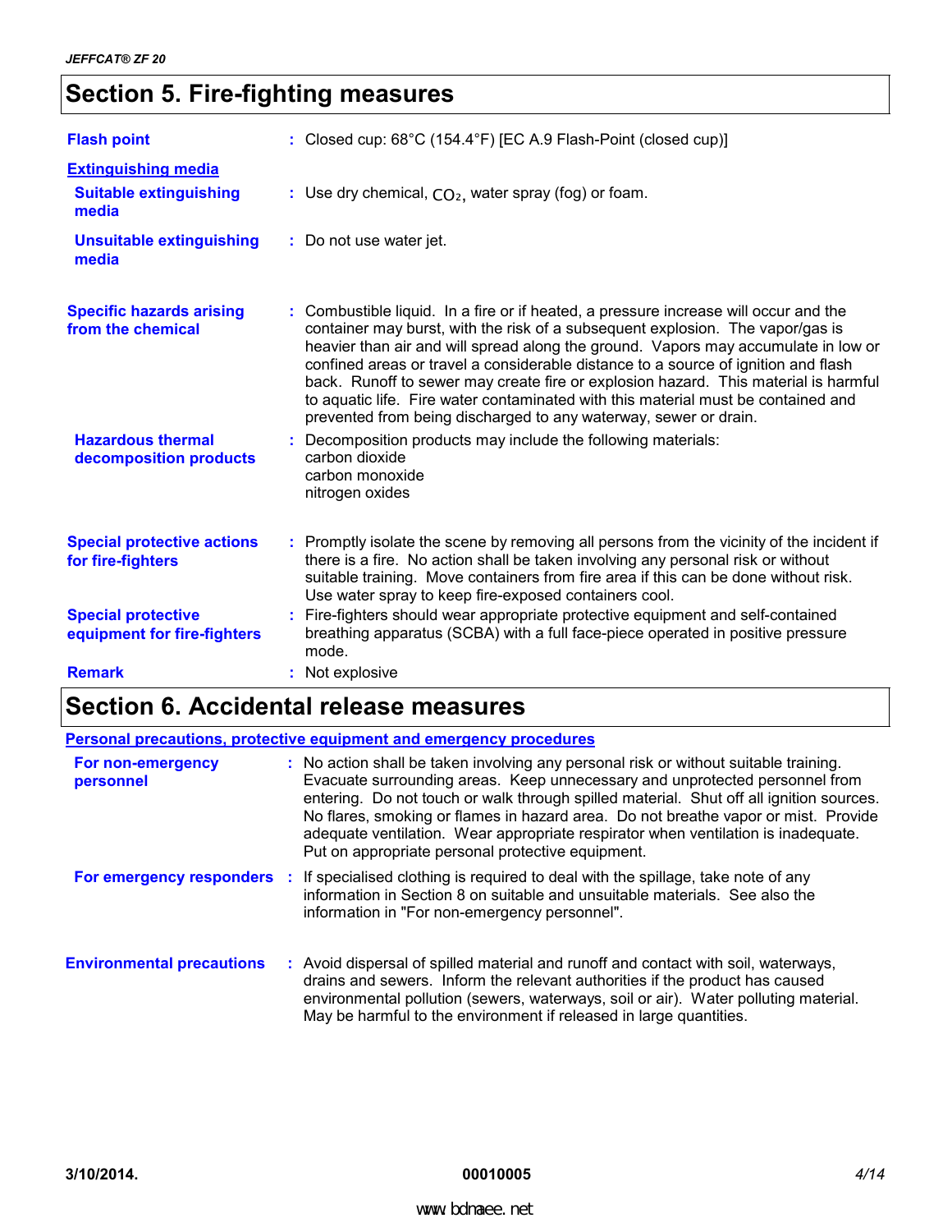## Section 5. Fire-fighting measures

**Flash point** : Closed cup: 68°C (154.4°F) [EC A.9 Flash-Point (closed cup)]

**Extinguishing media**

**Suitable extinguishing media** : Use dry chemical, $CO_2$, water spray (fog) or foam.

**Unsuitable extinguishing media** : Do not use water jet.

**Specific hazards arising from the chemical** : Combustible liquid. In a fire or if heated, a pressure increase will occur and the container may burst, with the risk of a subsequent explosion. The vapor/gas is heavier than air and will spread along the ground. Vapors may accumulate in low or confined areas or travel a considerable distance to a source of ignition and flash back. Runoff to sewer may create fire or explosion hazard. This material is harmful to aquatic life. Fire water contaminated with this material must be contained and prevented from being discharged to any waterway, sewer or drain.

**Hazardous thermal decomposition products** : Decomposition products may include the following materials:
carbon dioxide
carbon monoxide
nitrogen oxides

**Special protective actions for fire-fighters** : Promptly isolate the scene by removing all persons from the vicinity of the incident if there is a fire. No action shall be taken involving any personal risk or without suitable training. Move containers from fire area if this can be done without risk. Use water spray to keep fire-exposed containers cool.

**Special protective equipment for fire-fighters** : Fire-fighters should wear appropriate protective equipment and self-contained breathing apparatus (SCBA) with a full face-piece operated in positive pressure mode.

**Remark** : Not explosive

## Section 6. Accidental release measures

**Personal precautions, protective equipment and emergency procedures**

**For non-emergency personnel** : No action shall be taken involving any personal risk or without suitable training. Evacuate surrounding areas. Keep unnecessary and unprotected personnel from entering. Do not touch or walk through spilled material. Shut off all ignition sources. No flares, smoking or flames in hazard area. Do not breathe vapor or mist. Provide adequate ventilation. Wear appropriate respirator when ventilation is inadequate. Put on appropriate personal protective equipment.

**For emergency responders** : If specialised clothing is required to deal with the spillage, take note of any information in Section 8 on suitable and unsuitable materials. See also the information in "For non-emergency personnel".

**Environmental precautions** : Avoid dispersal of spilled material and runoff and contact with soil, waterways, drains and sewers. Inform the relevant authorities if the product has caused environmental pollution (sewers, waterways, soil or air). Water polluting material. May be harmful to the environment if released in large quantities.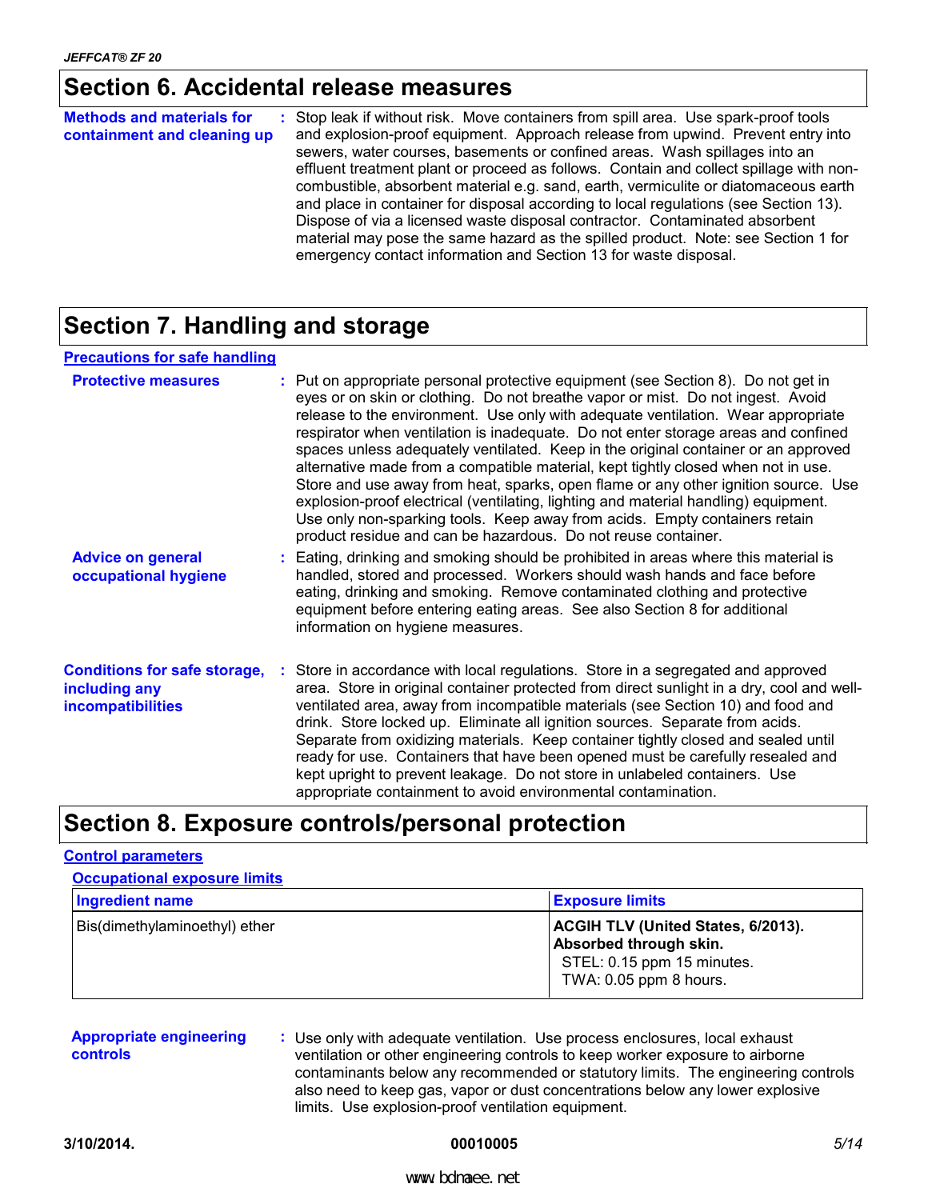## Section 6. Accidental release measures

**Methods and materials for containment and cleaning up** : Stop leak if without risk. Move containers from spill area. Use spark-proof tools and explosion-proof equipment. Approach release from upwind. Prevent entry into sewers, water courses, basements or confined areas. Wash spillages into an effluent treatment plant or proceed as follows. Contain and collect spillage with non-combustible, absorbent material e.g. sand, earth, vermiculite or diatomaceous earth and place in container for disposal according to local regulations (see Section 13). Dispose of via a licensed waste disposal contractor. Contaminated absorbent material may pose the same hazard as the spilled product. Note: see Section 1 for emergency contact information and Section 13 for waste disposal.

## Section 7. Handling and storage

### Precautions for safe handling

**Protective measures** : Put on appropriate personal protective equipment (see Section 8). Do not get in eyes or on skin or clothing. Do not breathe vapor or mist. Do not ingest. Avoid release to the environment. Use only with adequate ventilation. Wear appropriate respirator when ventilation is inadequate. Do not enter storage areas and confined spaces unless adequately ventilated. Keep in the original container or an approved alternative made from a compatible material, kept tightly closed when not in use. Store and use away from heat, sparks, open flame or any other ignition source. Use explosion-proof electrical (ventilating, lighting and material handling) equipment. Use only non-sparking tools. Keep away from acids. Empty containers retain product residue and can be hazardous. Do not reuse container.

**Advice on general occupational hygiene** : Eating, drinking and smoking should be prohibited in areas where this material is handled, stored and processed. Workers should wash hands and face before eating, drinking and smoking. Remove contaminated clothing and protective equipment before entering eating areas. See also Section 8 for additional information on hygiene measures.

**Conditions for safe storage, including any incompatibilities** : Store in accordance with local regulations. Store in a segregated and approved area. Store in original container protected from direct sunlight in a dry, cool and well-ventilated area, away from incompatible materials (see Section 10) and food and drink. Store locked up. Eliminate all ignition sources. Separate from acids. Separate from oxidizing materials. Keep container tightly closed and sealed until ready for use. Containers that have been opened must be carefully resealed and kept upright to prevent leakage. Do not store in unlabeled containers. Use appropriate containment to avoid environmental contamination.

## Section 8. Exposure controls/personal protection

### Control parameters

#### Occupational exposure limits

| Ingredient name | Exposure limits |
|---|---|
| Bis(dimethylaminoethyl) ether | **ACGIH TLV (United States, 6/2013). Absorbed through skin.**<br>STEL: 0.15 ppm 15 minutes.<br>TWA: 0.05 ppm 8 hours. |

**Appropriate engineering controls** : Use only with adequate ventilation. Use process enclosures, local exhaust ventilation or other engineering controls to keep worker exposure to airborne contaminants below any recommended or statutory limits. The engineering controls also need to keep gas, vapor or dust concentrations below any lower explosive limits. Use explosion-proof ventilation equipment.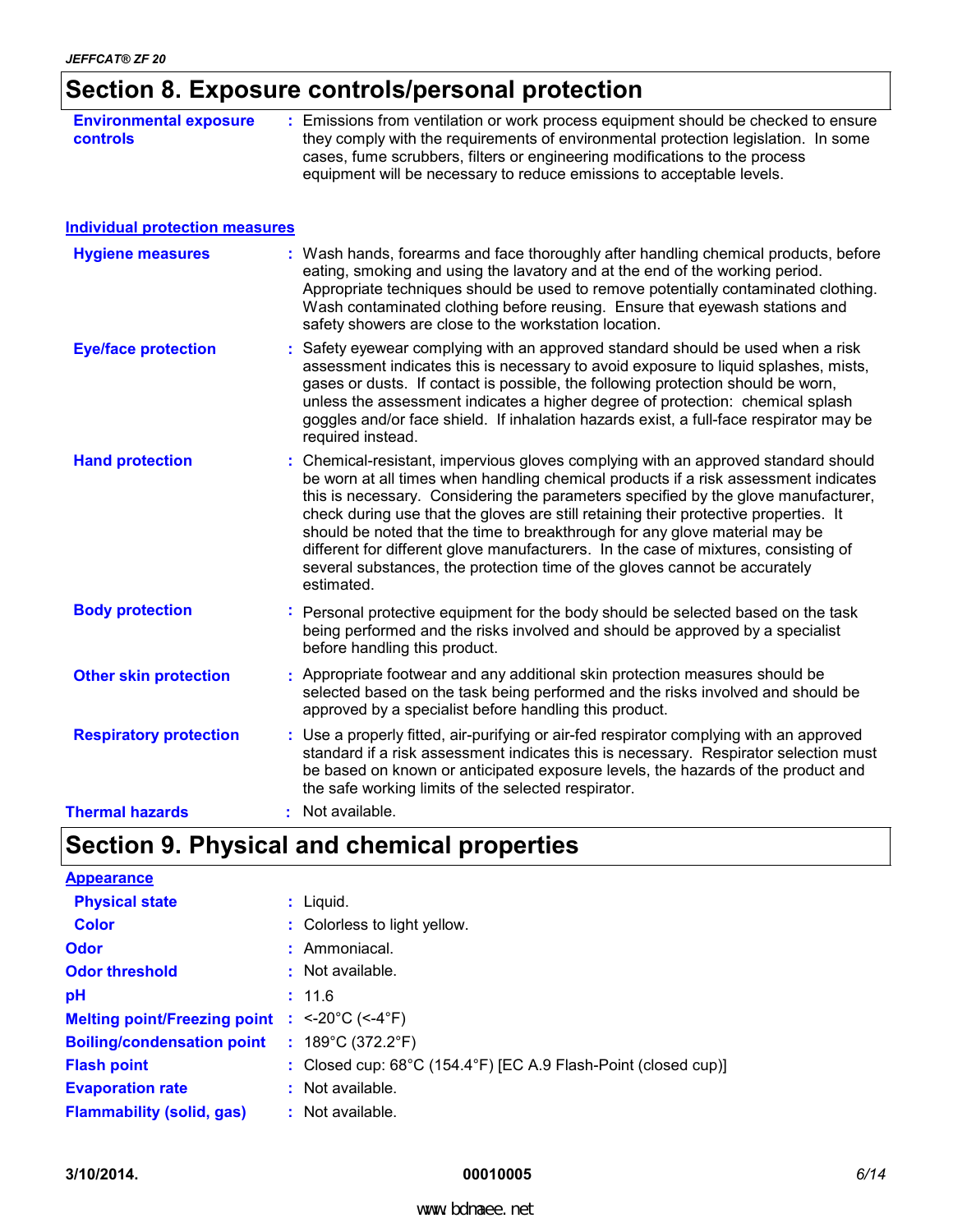## Section 8. Exposure controls/personal protection

**Environmental exposure controls** : Emissions from ventilation or work process equipment should be checked to ensure they comply with the requirements of environmental protection legislation. In some cases, fume scrubbers, filters or engineering modifications to the process equipment will be necessary to reduce emissions to acceptable levels.

### Individual protection measures

**Hygiene measures** : Wash hands, forearms and face thoroughly after handling chemical products, before eating, smoking and using the lavatory and at the end of the working period. Appropriate techniques should be used to remove potentially contaminated clothing. Wash contaminated clothing before reusing. Ensure that eyewash stations and safety showers are close to the workstation location.

**Eye/face protection** : Safety eyewear complying with an approved standard should be used when a risk assessment indicates this is necessary to avoid exposure to liquid splashes, mists, gases or dusts. If contact is possible, the following protection should be worn, unless the assessment indicates a higher degree of protection: chemical splash goggles and/or face shield. If inhalation hazards exist, a full-face respirator may be required instead.

**Hand protection** : Chemical-resistant, impervious gloves complying with an approved standard should be worn at all times when handling chemical products if a risk assessment indicates this is necessary. Considering the parameters specified by the glove manufacturer, check during use that the gloves are still retaining their protective properties. It should be noted that the time to breakthrough for any glove material may be different for different glove manufacturers. In the case of mixtures, consisting of several substances, the protection time of the gloves cannot be accurately estimated.

**Body protection** : Personal protective equipment for the body should be selected based on the task being performed and the risks involved and should be approved by a specialist before handling this product.

**Other skin protection** : Appropriate footwear and any additional skin protection measures should be selected based on the task being performed and the risks involved and should be approved by a specialist before handling this product.

**Respiratory protection** : Use a properly fitted, air-purifying or air-fed respirator complying with an approved standard if a risk assessment indicates this is necessary. Respirator selection must be based on known or anticipated exposure levels, the hazards of the product and the safe working limits of the selected respirator.

**Thermal hazards** : Not available.

## Section 9. Physical and chemical properties

### Appearance

**Physical state** : Liquid.

**Color** : Colorless to light yellow.

**Odor** : Ammoniacal.

**Odor threshold** : Not available.

**pH** : 11.6

**Melting point/Freezing point** : <-20°C (<-4°F)

**Boiling/condensation point** : 189°C (372.2°F)

**Flash point** : Closed cup: 68°C (154.4°F) [EC A.9 Flash-Point (closed cup)]

**Evaporation rate** : Not available.

**Flammability (solid, gas)** : Not available.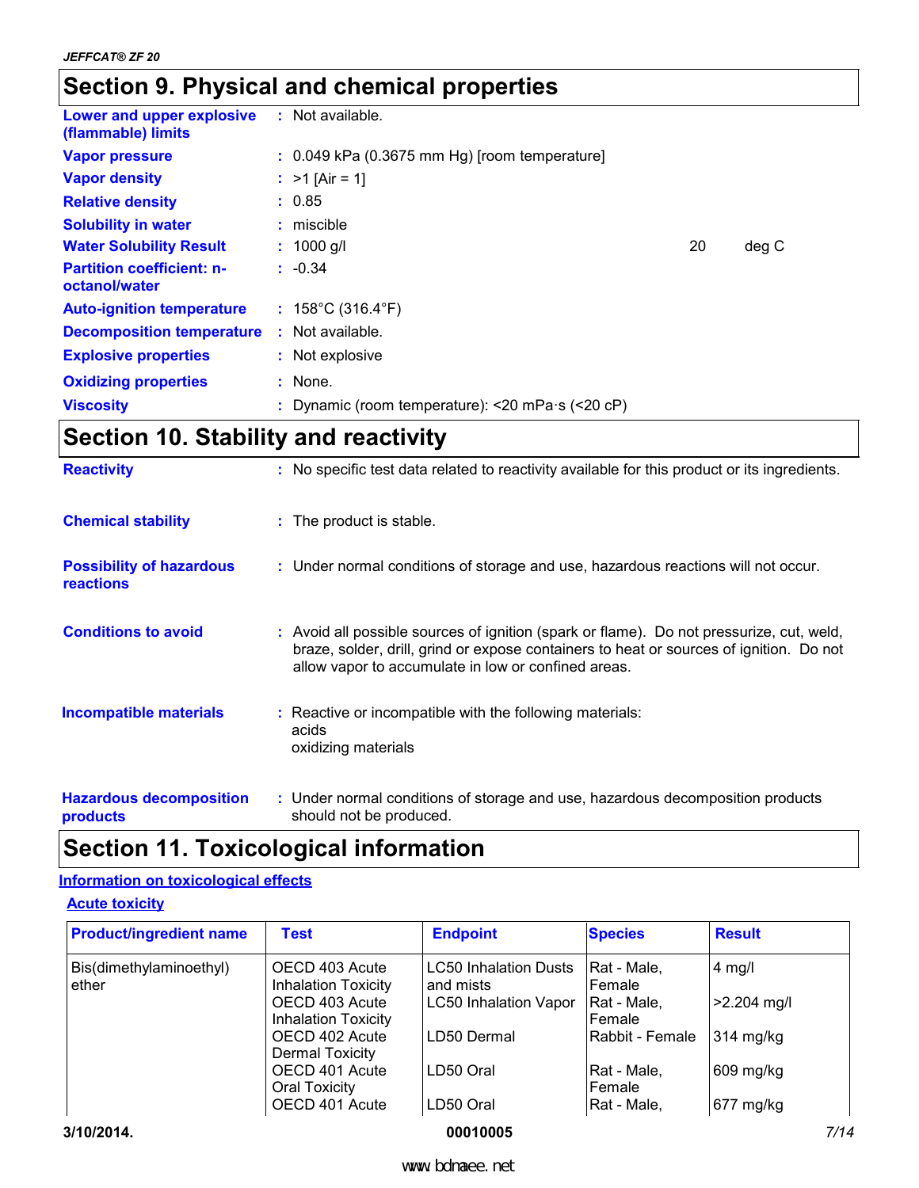## Section 9. Physical and chemical properties

| | | |
|---|---|---|
| **Lower and upper explosive (flammable) limits** | : Not available. | |
| **Vapor pressure** | : 0.049 kPa (0.3675 mm Hg) [room temperature] | |
| **Vapor density** | : >1 [Air = 1] | |
| **Relative density** | : 0.85 | |
| **Solubility in water** | : miscible | |
| **Water Solubility Result** | : 1000 g/l | 20 deg C |
| **Partition coefficient: n-octanol/water** | : -0.34 | |
| **Auto-ignition temperature** | : 158°C (316.4°F) | |
| **Decomposition temperature** | : Not available. | |
| **Explosive properties** | : Not explosive | |
| **Oxidizing properties** | : None. | |
| **Viscosity** | : Dynamic (room temperature): <20 mPa·s (<20 cP) | |

## Section 10. Stability and reactivity

**Reactivity** : No specific test data related to reactivity available for this product or its ingredients.

**Chemical stability** : The product is stable.

**Possibility of hazardous reactions** : Under normal conditions of storage and use, hazardous reactions will not occur.

**Conditions to avoid** : Avoid all possible sources of ignition (spark or flame). Do not pressurize, cut, weld, braze, solder, drill, grind or expose containers to heat or sources of ignition. Do not allow vapor to accumulate in low or confined areas.

**Incompatible materials** : Reactive or incompatible with the following materials:
acids
oxidizing materials

**Hazardous decomposition products** : Under normal conditions of storage and use, hazardous decomposition products should not be produced.

## Section 11. Toxicological information

### Information on toxicological effects

#### Acute toxicity

| Product/ingredient name | Test | Endpoint | Species | Result |
|---|---|---|---|---|
| Bis(dimethylaminoethyl) ether | OECD 403 Acute Inhalation Toxicity | LC50 Inhalation Dusts and mists | Rat - Male, Female | 4 mg/l |
| | OECD 403 Acute Inhalation Toxicity | LC50 Inhalation Vapor | Rat - Male, Female | >2.204 mg/l |
| | OECD 402 Acute Dermal Toxicity | LD50 Dermal | Rabbit - Female | 314 mg/kg |
| | OECD 401 Acute Oral Toxicity | LD50 Oral | Rat - Male, Female | 609 mg/kg |
| | OECD 401 Acute | LD50 Oral | Rat - Male, | 677 mg/kg |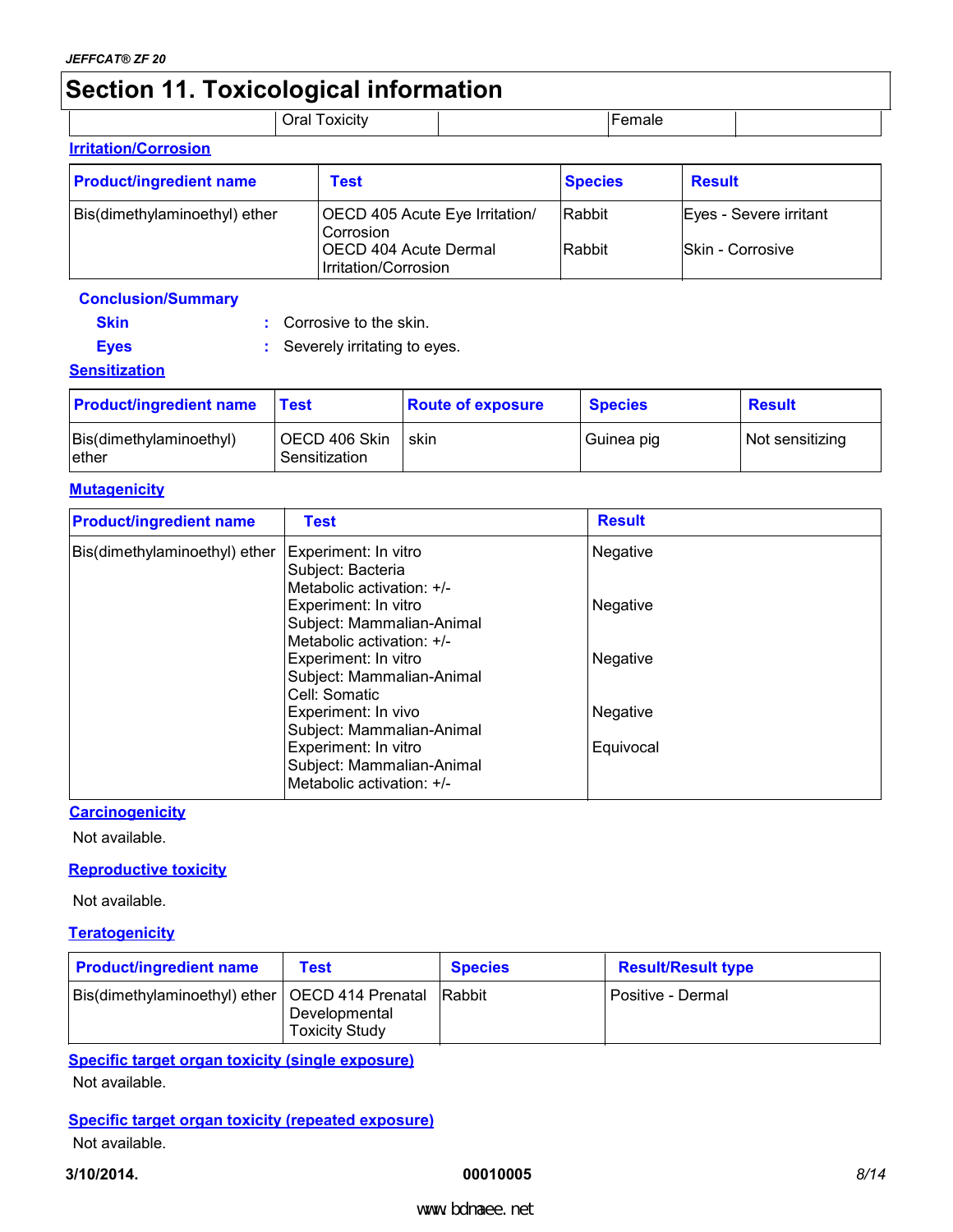## Section 11. Toxicological information

| | Oral Toxicity | | Female | |
|---|---|---|---|---|

**Irritation/Corrosion**

| Product/ingredient name | Test | Species | Result |
|---|---|---|---|
| Bis(dimethylaminoethyl) ether | OECD 405 Acute Eye Irritation/ Corrosion | Rabbit | Eyes - Severe irritant |
| | OECD 404 Acute Dermal Irritation/Corrosion | Rabbit | Skin - Corrosive |

**Conclusion/Summary**

**Skin** : Corrosive to the skin.

**Eyes** : Severely irritating to eyes.

**Sensitization**

| Product/ingredient name | Test | Route of exposure | Species | Result |
|---|---|---|---|---|
| Bis(dimethylaminoethyl) ether | OECD 406 Skin Sensitization | skin | Guinea pig | Not sensitizing |

**Mutagenicity**

| Product/ingredient name | Test | Result |
|---|---|---|
| Bis(dimethylaminoethyl) ether | Experiment: In vitro<br>Subject: Bacteria<br>Metabolic activation: +/- | Negative |
| | Experiment: In vitro<br>Subject: Mammalian-Animal<br>Metabolic activation: +/- | Negative |
| | Experiment: In vitro<br>Subject: Mammalian-Animal<br>Cell: Somatic | Negative |
| | Experiment: In vivo<br>Subject: Mammalian-Animal | Negative |
| | Experiment: In vitro<br>Subject: Mammalian-Animal<br>Metabolic activation: +/- | Equivocal |

**Carcinogenicity**

Not available.

**Reproductive toxicity**

Not available.

**Teratogenicity**

| Product/ingredient name | Test | Species | Result/Result type |
|---|---|---|---|
| Bis(dimethylaminoethyl) ether | OECD 414 Prenatal Developmental Toxicity Study | Rabbit | Positive - Dermal |

**Specific target organ toxicity (single exposure)**

Not available.

**Specific target organ toxicity (repeated exposure)**

Not available.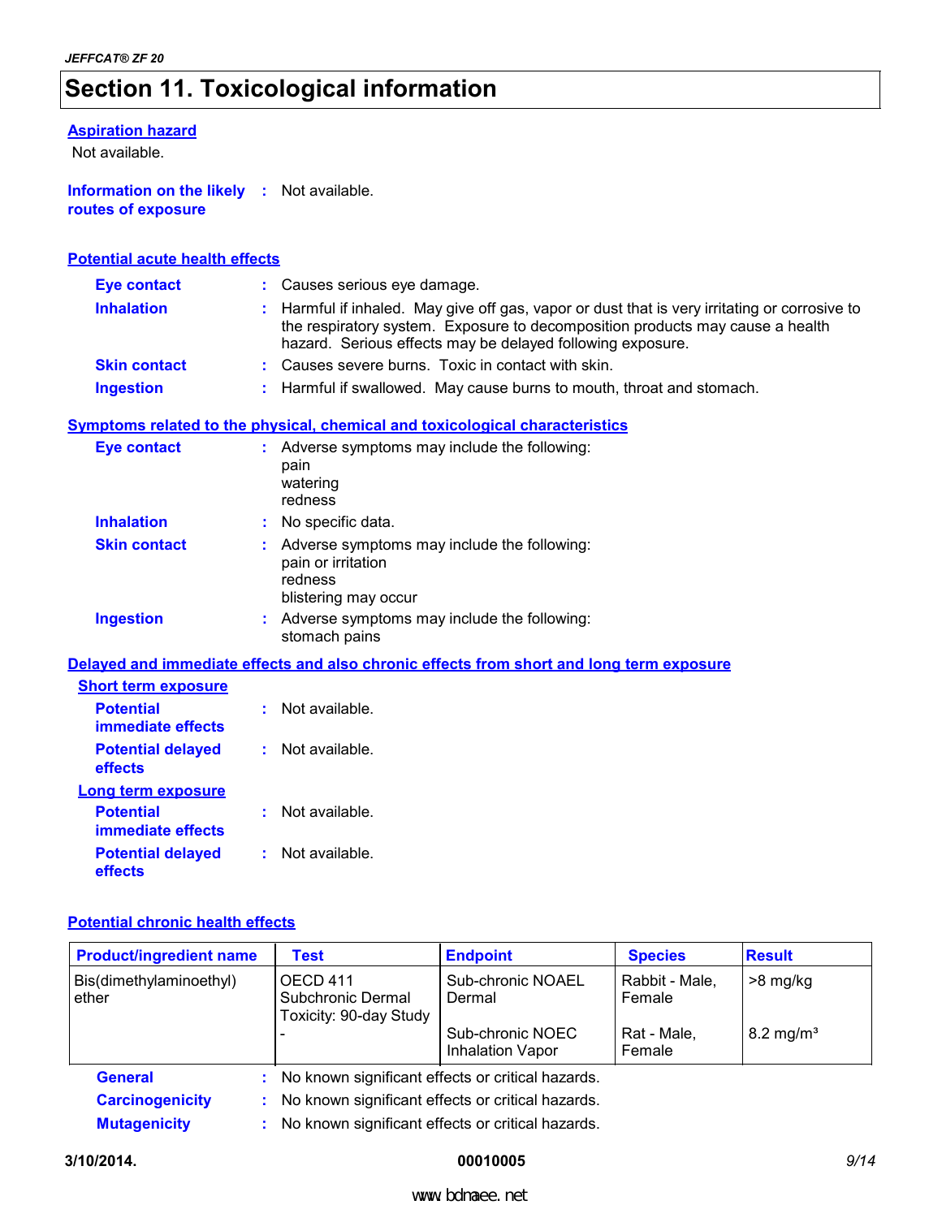# Section 11. Toxicological information

**Aspiration hazard**

Not available.

**Information on the likely routes of exposure** : Not available.

**Potential acute health effects**

**Eye contact** : Causes serious eye damage.

**Inhalation** : Harmful if inhaled. May give off gas, vapor or dust that is very irritating or corrosive to the respiratory system. Exposure to decomposition products may cause a health hazard. Serious effects may be delayed following exposure.

**Skin contact** : Causes severe burns. Toxic in contact with skin.

**Ingestion** : Harmful if swallowed. May cause burns to mouth, throat and stomach.

**Symptoms related to the physical, chemical and toxicological characteristics**

**Eye contact** : Adverse symptoms may include the following:
pain
watering
redness

**Inhalation** : No specific data.

**Skin contact** : Adverse symptoms may include the following:
pain or irritation
redness
blistering may occur

**Ingestion** : Adverse symptoms may include the following:
stomach pains

**Delayed and immediate effects and also chronic effects from short and long term exposure**

**Short term exposure**

**Potential immediate effects** : Not available.

**Potential delayed effects** : Not available.

**Long term exposure**

**Potential immediate effects** : Not available.

**Potential delayed effects** : Not available.

**Potential chronic health effects**

| Product/ingredient name | Test | Endpoint | Species | Result |
|---|---|---|---|---|
| Bis(dimethylaminoethyl) ether | OECD 411 Subchronic Dermal Toxicity: 90-day Study | Sub-chronic NOAEL Dermal | Rabbit - Male, Female | >8 mg/kg |
| | - | Sub-chronic NOEC Inhalation Vapor | Rat - Male, Female | 8.2 mg/m³ |

**General** : No known significant effects or critical hazards.

**Carcinogenicity** : No known significant effects or critical hazards.

**Mutagenicity** : No known significant effects or critical hazards.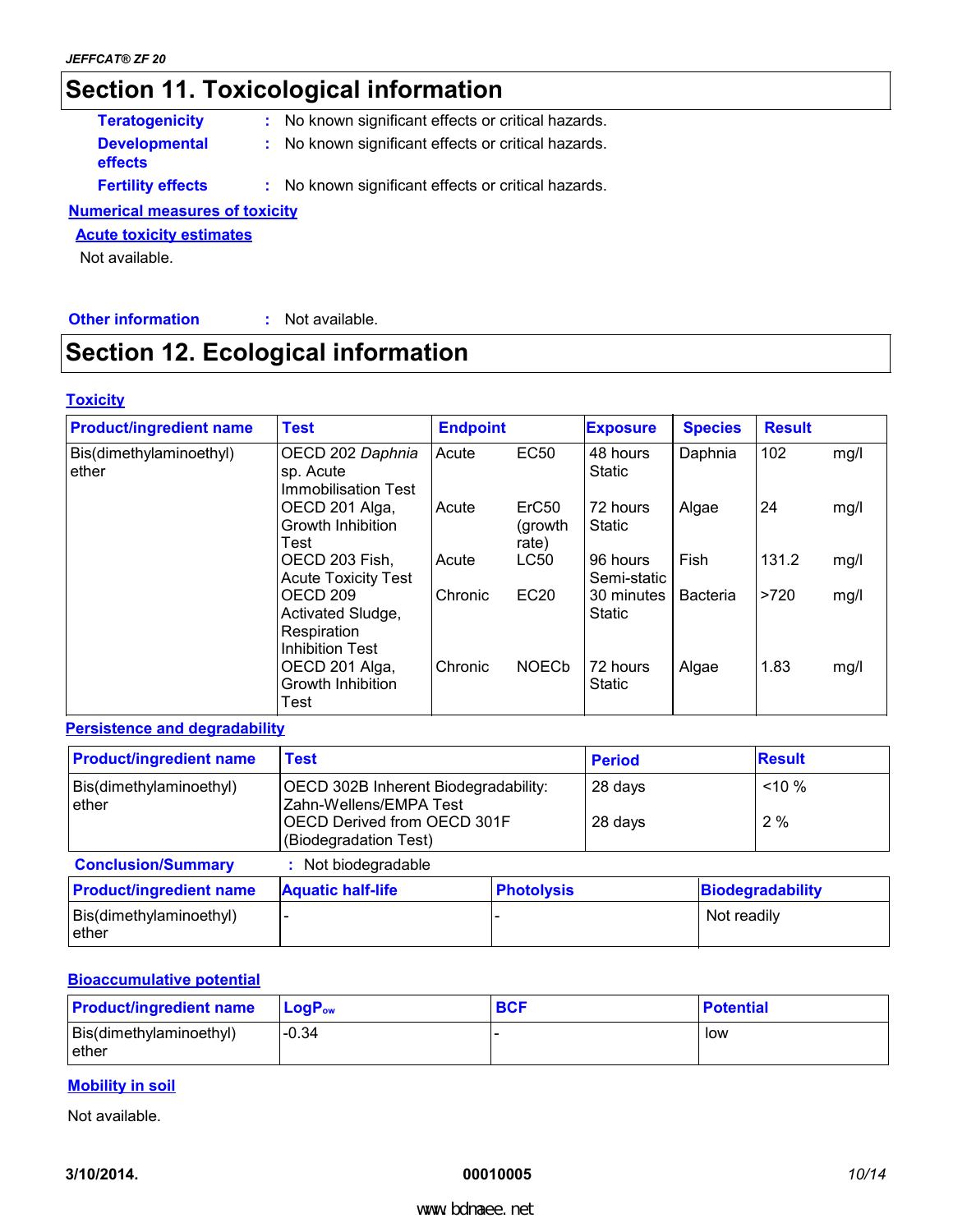## Section 11. Toxicological information

**Teratogenicity** : No known significant effects or critical hazards.

**Developmental effects** : No known significant effects or critical hazards.

**Fertility effects** : No known significant effects or critical hazards.

### Numerical measures of toxicity

#### Acute toxicity estimates

Not available.

**Other information** : Not available.

## Section 12. Ecological information

### Toxicity

| Product/ingredient name | Test | Endpoint | | Exposure | Species | Result | |
|---|---|---|---|---|---|---|---|
| Bis(dimethylaminoethyl) ether | OECD 202 *Daphnia* sp. Acute Immobilisation Test | Acute | EC50 | 48 hours Static | Daphnia | 102 | mg/l |
| | OECD 201 Alga, Growth Inhibition Test | Acute | ErC50 (growth rate) | 72 hours Static | Algae | 24 | mg/l |
| | OECD 203 Fish, Acute Toxicity Test | Acute | LC50 | 96 hours Semi-static | Fish | 131.2 | mg/l |
| | OECD 209 Activated Sludge, Respiration Inhibition Test | Chronic | EC20 | 30 minutes Static | Bacteria | >720 | mg/l |
| | OECD 201 Alga, Growth Inhibition Test | Chronic | NOECb | 72 hours Static | Algae | 1.83 | mg/l |

### Persistence and degradability

| Product/ingredient name | Test | Period | Result |
|---|---|---|---|
| Bis(dimethylaminoethyl) ether | OECD 302B Inherent Biodegradability: Zahn-Wellens/EMPA Test | 28 days | <10 % |
| | OECD Derived from OECD 301F (Biodegradation Test) | 28 days | 2 % |

**Conclusion/Summary** : Not biodegradable

| Product/ingredient name | Aquatic half-life | Photolysis | Biodegradability |
|---|---|---|---|
| Bis(dimethylaminoethyl) ether | - | - | Not readily |

### Bioaccumulative potential

| Product/ingredient name | $LogP_{ow}$ | BCF | Potential |
|---|---|---|---|
| Bis(dimethylaminoethyl) ether | -0.34 | - | low |

### Mobility in soil

Not available.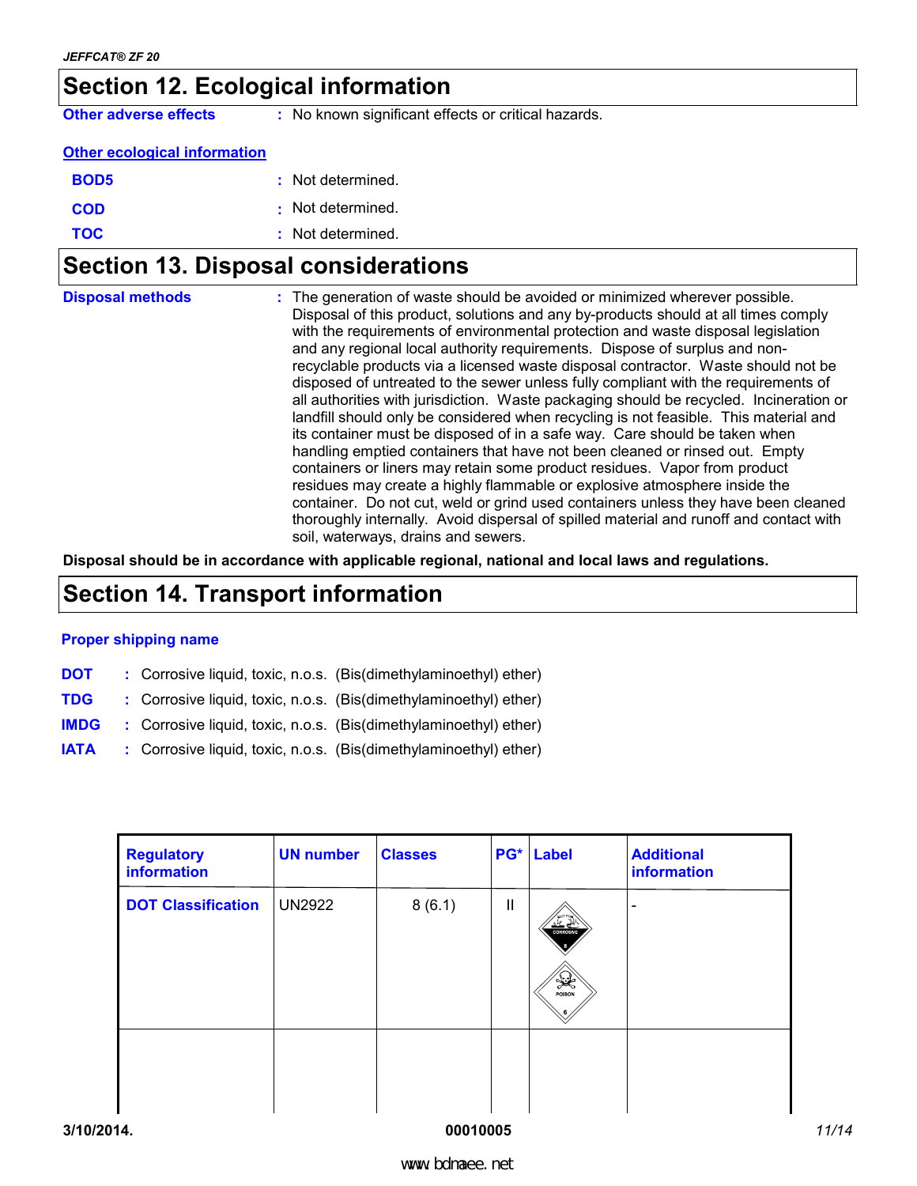## Section 12. Ecological information

**Other adverse effects** : No known significant effects or critical hazards.

**Other ecological information**

**BOD5** : Not determined.

**COD** : Not determined.

**TOC** : Not determined.

## Section 13. Disposal considerations

**Disposal methods** : The generation of waste should be avoided or minimized wherever possible. Disposal of this product, solutions and any by-products should at all times comply with the requirements of environmental protection and waste disposal legislation and any regional local authority requirements. Dispose of surplus and non-recyclable products via a licensed waste disposal contractor. Waste should not be disposed of untreated to the sewer unless fully compliant with the requirements of all authorities with jurisdiction. Waste packaging should be recycled. Incineration or landfill should only be considered when recycling is not feasible. This material and its container must be disposed of in a safe way. Care should be taken when handling emptied containers that have not been cleaned or rinsed out. Empty containers or liners may retain some product residues. Vapor from product residues may create a highly flammable or explosive atmosphere inside the container. Do not cut, weld or grind used containers unless they have been cleaned thoroughly internally. Avoid dispersal of spilled material and runoff and contact with soil, waterways, drains and sewers.

**Disposal should be in accordance with applicable regional, national and local laws and regulations.**

## Section 14. Transport information

**Proper shipping name**

**DOT** : Corrosive liquid, toxic, n.o.s. (Bis(dimethylaminoethyl) ether)

**TDG** : Corrosive liquid, toxic, n.o.s. (Bis(dimethylaminoethyl) ether)

**IMDG** : Corrosive liquid, toxic, n.o.s. (Bis(dimethylaminoethyl) ether)

**IATA** : Corrosive liquid, toxic, n.o.s. (Bis(dimethylaminoethyl) ether)

| Regulatory information | UN number | Classes | PG* | Label | Additional information |
|---|---|---|---|---|---|
| DOT Classification | UN2922 | 8 (6.1) | II | CORROSIVE 8; POISON 6 | - |
| | | | | | |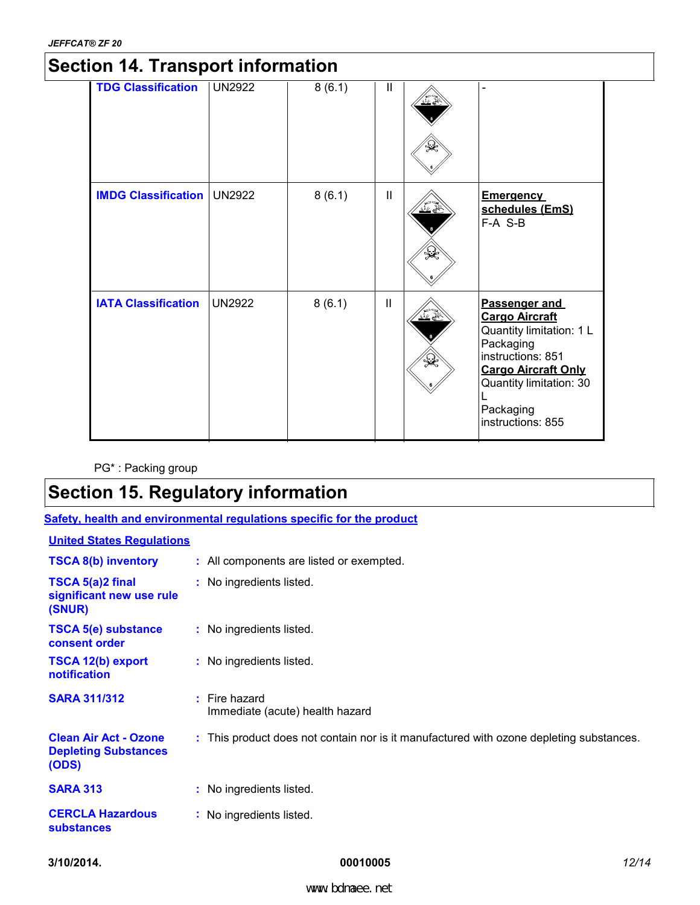# Section 14. Transport information

| | | | | | |
|---|---|---|---|---|---|
| **TDG Classification** | UN2922 | 8 (6.1) | II | | - |
| **IMDG Classification** | UN2922 | 8 (6.1) | II | | **Emergency schedules (EmS)** F-A S-B |
| **IATA Classification** | UN2922 | 8 (6.1) | II | | **Passenger and Cargo Aircraft** Quantity limitation: 1 L Packaging instructions: 851 **Cargo Aircraft Only** Quantity limitation: 30 L Packaging instructions: 855 |

PG* : Packing group

# Section 15. Regulatory information

**Safety, health and environmental regulations specific for the product**

**United States Regulations**

**TSCA 8(b) inventory** : All components are listed or exempted.

**TSCA 5(a)2 final significant new use rule (SNUR)** : No ingredients listed.

**TSCA 5(e) substance consent order** : No ingredients listed.

**TSCA 12(b) export notification** : No ingredients listed.

**SARA 311/312** : Fire hazard
Immediate (acute) health hazard

**Clean Air Act - Ozone Depleting Substances (ODS)** : This product does not contain nor is it manufactured with ozone depleting substances.

**SARA 313** : No ingredients listed.

**CERCLA Hazardous substances** : No ingredients listed.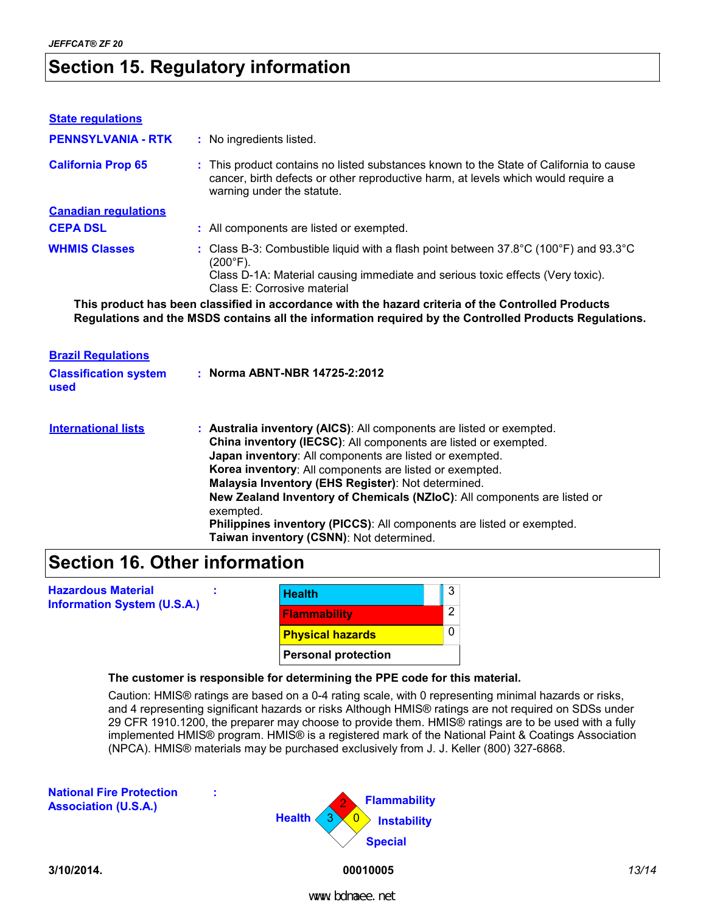## Section 15. Regulatory information

**State regulations**

**PENNSYLVANIA - RTK** : No ingredients listed.

**California Prop 65** : This product contains no listed substances known to the State of California to cause cancer, birth defects or other reproductive harm, at levels which would require a warning under the statute.

**Canadian regulations**

**CEPA DSL** : All components are listed or exempted.

**WHMIS Classes** : Class B-3: Combustible liquid with a flash point between 37.8°C (100°F) and 93.3°C (200°F).
Class D-1A: Material causing immediate and serious toxic effects (Very toxic).
Class E: Corrosive material

**This product has been classified in accordance with the hazard criteria of the Controlled Products Regulations and the MSDS contains all the information required by the Controlled Products Regulations.**

**Brazil Regulations**

**Classification system used** : **Norma ABNT-NBR 14725-2:2012**

**International lists** : **Australia inventory (AICS)**: All components are listed or exempted.
**China inventory (IECSC)**: All components are listed or exempted.
**Japan inventory**: All components are listed or exempted.
**Korea inventory**: All components are listed or exempted.
**Malaysia Inventory (EHS Register)**: Not determined.
**New Zealand Inventory of Chemicals (NZIoC)**: All components are listed or exempted.
**Philippines inventory (PICCS)**: All components are listed or exempted.
**Taiwan inventory (CSNN)**: Not determined.

## Section 16. Other information

**Hazardous Material Information System (U.S.A.)** :

| | |
|---|---|
| Health | 3 |
| Flammability | 2 |
| Physical hazards | 0 |
| Personal protection | |

**The customer is responsible for determining the PPE code for this material.**

Caution: HMIS® ratings are based on a 0-4 rating scale, with 0 representing minimal hazards or risks, and 4 representing significant hazards or risks Although HMIS® ratings are not required on SDSs under 29 CFR 1910.1200, the preparer may choose to provide them. HMIS® ratings are to be used with a fully implemented HMIS® program. HMIS® is a registered mark of the National Paint & Coatings Association (NPCA). HMIS® materials may be purchased exclusively from J. J. Keller (800) 327-6868.

**National Fire Protection Association (U.S.A.)** :

Health: 3
Flammability: 2
Instability: 0
Special:

**3/10/2014.** **00010005**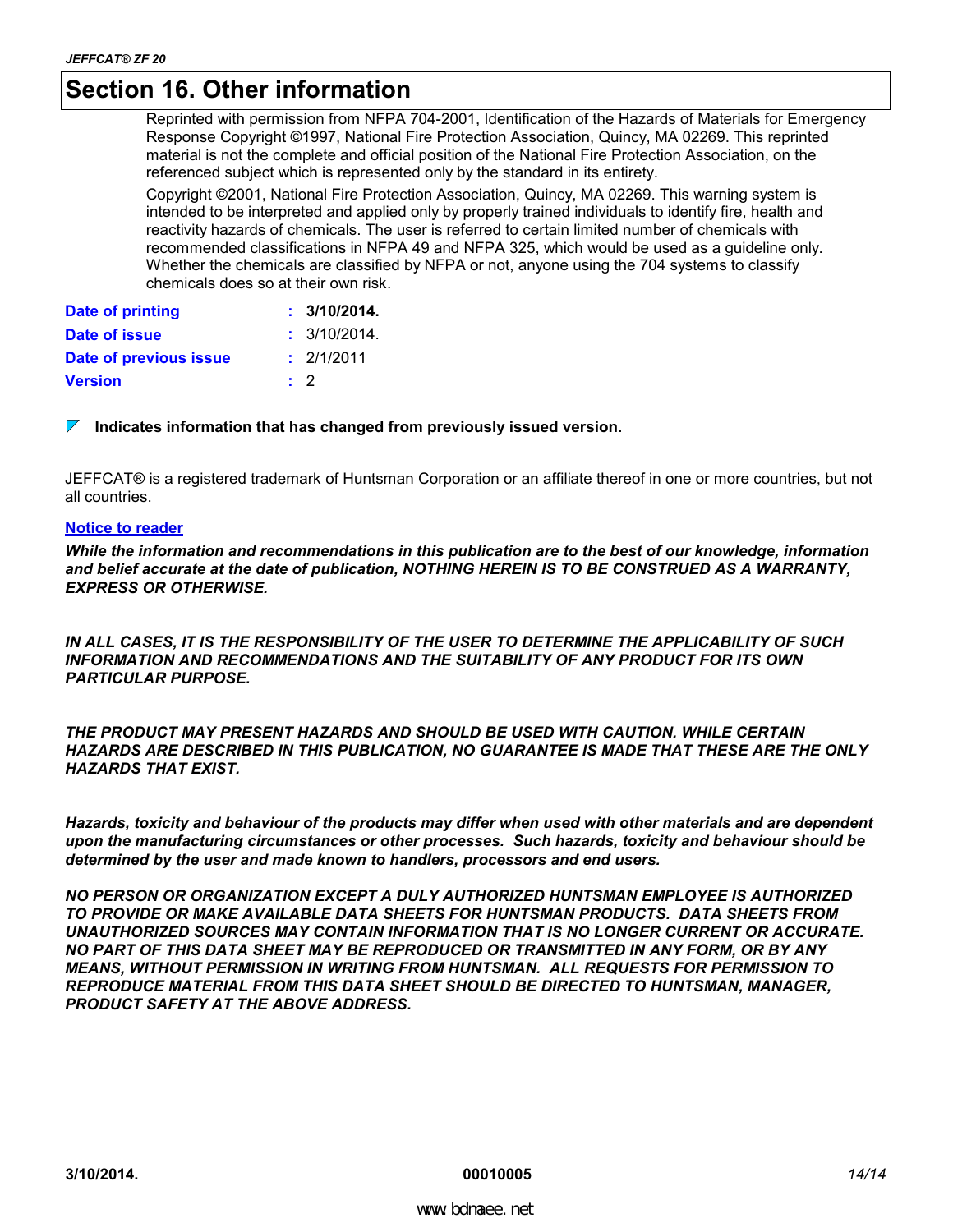## Section 16. Other information

Reprinted with permission from NFPA 704-2001, Identification of the Hazards of Materials for Emergency Response Copyright ©1997, National Fire Protection Association, Quincy, MA 02269. This reprinted material is not the complete and official position of the National Fire Protection Association, on the referenced subject which is represented only by the standard in its entirety.

Copyright ©2001, National Fire Protection Association, Quincy, MA 02269. This warning system is intended to be interpreted and applied only by properly trained individuals to identify fire, health and reactivity hazards of chemicals. The user is referred to certain limited number of chemicals with recommended classifications in NFPA 49 and NFPA 325, which would be used as a guideline only. Whether the chemicals are classified by NFPA or not, anyone using the 704 systems to classify chemicals does so at their own risk.

| | | |
|---|---|---|
| **Date of printing** | : | **3/10/2014.** |
| **Date of issue** | : | 3/10/2014. |
| **Date of previous issue** | : | 2/1/2011 |
| **Version** | : | 2 |

**Indicates information that has changed from previously issued version.**

JEFFCAT® is a registered trademark of Huntsman Corporation or an affiliate thereof in one or more countries, but not all countries.

**Notice to reader**

***While the information and recommendations in this publication are to the best of our knowledge, information and belief accurate at the date of publication, NOTHING HEREIN IS TO BE CONSTRUED AS A WARRANTY, EXPRESS OR OTHERWISE.***

***IN ALL CASES, IT IS THE RESPONSIBILITY OF THE USER TO DETERMINE THE APPLICABILITY OF SUCH INFORMATION AND RECOMMENDATIONS AND THE SUITABILITY OF ANY PRODUCT FOR ITS OWN PARTICULAR PURPOSE.***

***THE PRODUCT MAY PRESENT HAZARDS AND SHOULD BE USED WITH CAUTION. WHILE CERTAIN HAZARDS ARE DESCRIBED IN THIS PUBLICATION, NO GUARANTEE IS MADE THAT THESE ARE THE ONLY HAZARDS THAT EXIST.***

***Hazards, toxicity and behaviour of the products may differ when used with other materials and are dependent upon the manufacturing circumstances or other processes. Such hazards, toxicity and behaviour should be determined by the user and made known to handlers, processors and end users.***

***NO PERSON OR ORGANIZATION EXCEPT A DULY AUTHORIZED HUNTSMAN EMPLOYEE IS AUTHORIZED TO PROVIDE OR MAKE AVAILABLE DATA SHEETS FOR HUNTSMAN PRODUCTS. DATA SHEETS FROM UNAUTHORIZED SOURCES MAY CONTAIN INFORMATION THAT IS NO LONGER CURRENT OR ACCURATE. NO PART OF THIS DATA SHEET MAY BE REPRODUCED OR TRANSMITTED IN ANY FORM, OR BY ANY MEANS, WITHOUT PERMISSION IN WRITING FROM HUNTSMAN. ALL REQUESTS FOR PERMISSION TO REPRODUCE MATERIAL FROM THIS DATA SHEET SHOULD BE DIRECTED TO HUNTSMAN, MANAGER, PRODUCT SAFETY AT THE ABOVE ADDRESS.***